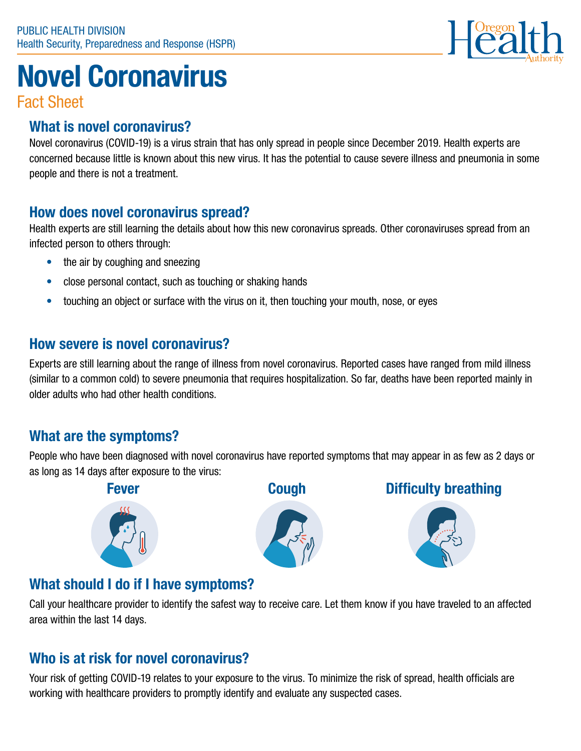PUBLIC HEALTH DIVISION
Health Security, Preparedness and Response (HSPR)

# Novel Coronavirus

Fact Sheet

## What is novel coronavirus?

Novel coronavirus (COVID-19) is a virus strain that has only spread in people since December 2019. Health experts are concerned because little is known about this new virus. It has the potential to cause severe illness and pneumonia in some people and there is not a treatment.

## How does novel coronavirus spread?

Health experts are still learning the details about how this new coronavirus spreads. Other coronaviruses spread from an infected person to others through:

- the air by coughing and sneezing
- close personal contact, such as touching or shaking hands
- touching an object or surface with the virus on it, then touching your mouth, nose, or eyes

## How severe is novel coronavirus?

Experts are still learning about the range of illness from novel coronavirus. Reported cases have ranged from mild illness (similar to a common cold) to severe pneumonia that requires hospitalization. So far, deaths have been reported mainly in older adults who had other health conditions.

## What are the symptoms?

People who have been diagnosed with novel coronavirus have reported symptoms that may appear in as few as 2 days or as long as 14 days after exposure to the virus:

- **Fever**
- **Cough**
- **Difficulty breathing**

## What should I do if I have symptoms?

Call your healthcare provider to identify the safest way to receive care. Let them know if you have traveled to an affected area within the last 14 days.

## Who is at risk for novel coronavirus?

Your risk of getting COVID-19 relates to your exposure to the virus. To minimize the risk of spread, health officials are working with healthcare providers to promptly identify and evaluate any suspected cases.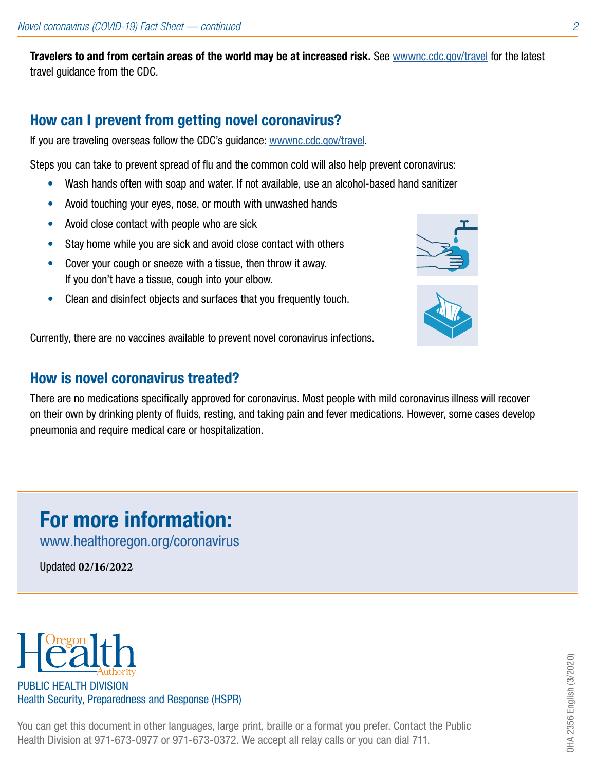**Travelers to and from certain areas of the world may be at increased risk.** See wwwnc.cdc.gov/travel for the latest travel guidance from the CDC.

## How can I prevent from getting novel coronavirus?

If you are traveling overseas follow the CDC's guidance: wwwnc.cdc.gov/travel.

Steps you can take to prevent spread of flu and the common cold will also help prevent coronavirus:

- Wash hands often with soap and water. If not available, use an alcohol-based hand sanitizer
- Avoid touching your eyes, nose, or mouth with unwashed hands
- Avoid close contact with people who are sick
- Stay home while you are sick and avoid close contact with others
- Cover your cough or sneeze with a tissue, then throw it away. If you don't have a tissue, cough into your elbow.
- Clean and disinfect objects and surfaces that you frequently touch.

Currently, there are no vaccines available to prevent novel coronavirus infections.

## How is novel coronavirus treated?

There are no medications specifically approved for coronavirus. Most people with mild coronavirus illness will recover on their own by drinking plenty of fluids, resting, and taking pain and fever medications. However, some cases develop pneumonia and require medical care or hospitalization.

# For more information:

www.healthoregon.org/coronavirus

Updated **02/16/2022**

Oregon Health Authority

PUBLIC HEALTH DIVISION
Health Security, Preparedness and Response (HSPR)

You can get this document in other languages, large print, braille or a format you prefer. Contact the Public Health Division at 971-673-0977 or 971-673-0372. We accept all relay calls or you can dial 711.

OHA 2356 English (3/2020)